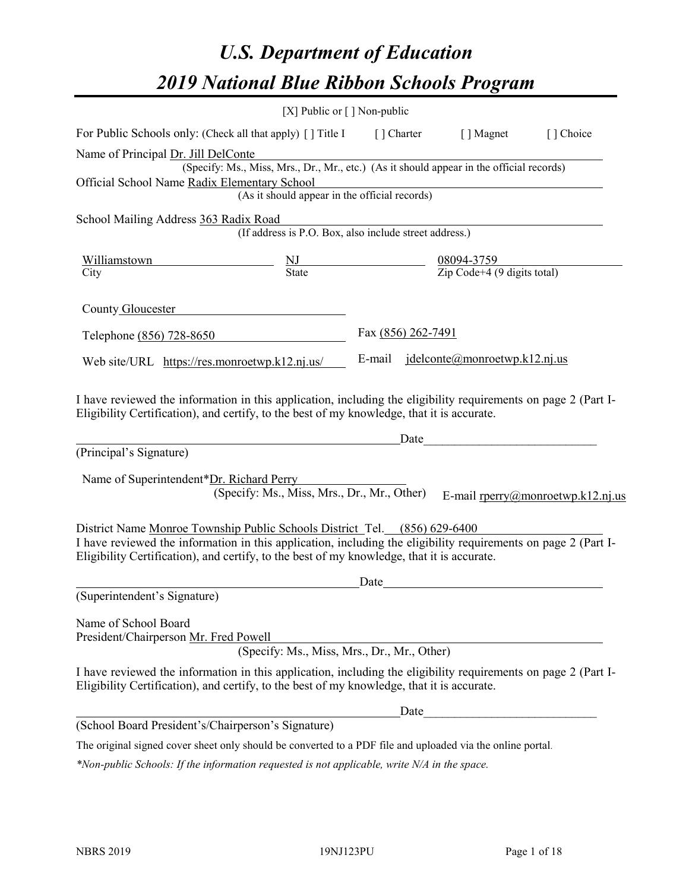# *U.S. Department of Education*
# *2019 National Blue Ribbon Schools Program*

[X] Public or [ ] Non-public

For Public Schools only: (Check all that apply) [ ] Title I [ ] Charter [ ] Magnet [ ] Choice

Name of Principal Dr. Jill DelConte
(Specify: Ms., Miss, Mrs., Dr., Mr., etc.) (As it should appear in the official records)

Official School Name Radix Elementary School
(As it should appear in the official records)

School Mailing Address 363 Radix Road
(If address is P.O. Box, also include street address.)

| City | State | Zip Code+4 (9 digits total) |
|---|---|---|
| Williamstown | NJ | 08094-3759 |

County Gloucester

Telephone (856) 728-8650 Fax (856) 262-7491

Web site/URL https://res.monroetwp.k12.nj.us/ E-mail jdelconte@monroetwp.k12.nj.us

I have reviewed the information in this application, including the eligibility requirements on page 2 (Part I-Eligibility Certification), and certify, to the best of my knowledge, that it is accurate.

_______________________________________________ Date_________________________
(Principal's Signature)

Name of Superintendent*Dr. Richard Perry
(Specify: Ms., Miss, Mrs., Dr., Mr., Other) E-mail rperry@monroetwp.k12.nj.us

District Name Monroe Township Public Schools District Tel. (856) 629-6400

I have reviewed the information in this application, including the eligibility requirements on page 2 (Part I-Eligibility Certification), and certify, to the best of my knowledge, that it is accurate.

_______________________________________________ Date_________________________
(Superintendent's Signature)

Name of School Board
President/Chairperson Mr. Fred Powell
(Specify: Ms., Miss, Mrs., Dr., Mr., Other)

I have reviewed the information in this application, including the eligibility requirements on page 2 (Part I-Eligibility Certification), and certify, to the best of my knowledge, that it is accurate.

_______________________________________________ Date_________________________
(School Board President's/Chairperson's Signature)

The original signed cover sheet only should be converted to a PDF file and uploaded via the online portal.

*\*Non-public Schools: If the information requested is not applicable, write N/A in the space.*

NBRS 2019 19NJ123PU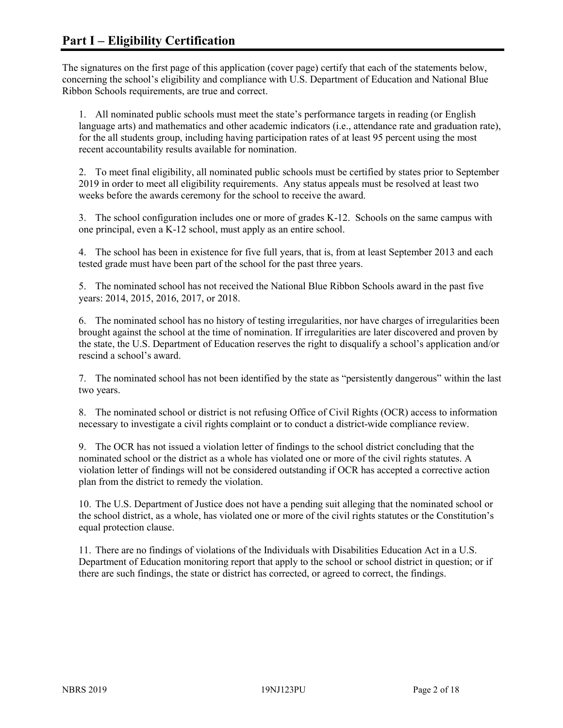# Part I – Eligibility Certification

The signatures on the first page of this application (cover page) certify that each of the statements below, concerning the school's eligibility and compliance with U.S. Department of Education and National Blue Ribbon Schools requirements, are true and correct.

1. All nominated public schools must meet the state's performance targets in reading (or English language arts) and mathematics and other academic indicators (i.e., attendance rate and graduation rate), for the all students group, including having participation rates of at least 95 percent using the most recent accountability results available for nomination.

2. To meet final eligibility, all nominated public schools must be certified by states prior to September 2019 in order to meet all eligibility requirements. Any status appeals must be resolved at least two weeks before the awards ceremony for the school to receive the award.

3. The school configuration includes one or more of grades K-12. Schools on the same campus with one principal, even a K-12 school, must apply as an entire school.

4. The school has been in existence for five full years, that is, from at least September 2013 and each tested grade must have been part of the school for the past three years.

5. The nominated school has not received the National Blue Ribbon Schools award in the past five years: 2014, 2015, 2016, 2017, or 2018.

6. The nominated school has no history of testing irregularities, nor have charges of irregularities been brought against the school at the time of nomination. If irregularities are later discovered and proven by the state, the U.S. Department of Education reserves the right to disqualify a school's application and/or rescind a school's award.

7. The nominated school has not been identified by the state as "persistently dangerous" within the last two years.

8. The nominated school or district is not refusing Office of Civil Rights (OCR) access to information necessary to investigate a civil rights complaint or to conduct a district-wide compliance review.

9. The OCR has not issued a violation letter of findings to the school district concluding that the nominated school or the district as a whole has violated one or more of the civil rights statutes. A violation letter of findings will not be considered outstanding if OCR has accepted a corrective action plan from the district to remedy the violation.

10. The U.S. Department of Justice does not have a pending suit alleging that the nominated school or the school district, as a whole, has violated one or more of the civil rights statutes or the Constitution's equal protection clause.

11. There are no findings of violations of the Individuals with Disabilities Education Act in a U.S. Department of Education monitoring report that apply to the school or school district in question; or if there are such findings, the state or district has corrected, or agreed to correct, the findings.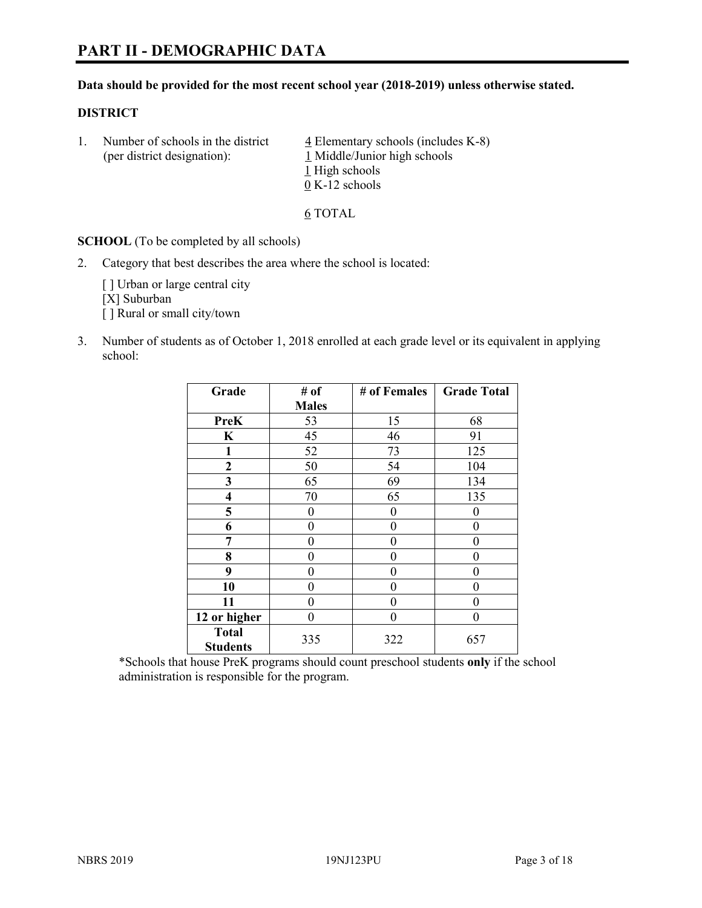# PART II - DEMOGRAPHIC DATA

**Data should be provided for the most recent school year (2018-2019) unless otherwise stated.**

**DISTRICT**

1. Number of schools in the district (per district designation):
   - 4 Elementary schools (includes K-8)
   - 1 Middle/Junior high schools
   - 1 High schools
   - 0 K-12 schools

   6 TOTAL

**SCHOOL** (To be completed by all schools)

2. Category that best describes the area where the school is located:

   [ ] Urban or large central city
   [X] Suburban
   [ ] Rural or small city/town

3. Number of students as of October 1, 2018 enrolled at each grade level or its equivalent in applying school:

| Grade | # of Males | # of Females | Grade Total |
|---|---|---|---|
| **PreK** | 53 | 15 | 68 |
| **K** | 45 | 46 | 91 |
| **1** | 52 | 73 | 125 |
| **2** | 50 | 54 | 104 |
| **3** | 65 | 69 | 134 |
| **4** | 70 | 65 | 135 |
| **5** | 0 | 0 | 0 |
| **6** | 0 | 0 | 0 |
| **7** | 0 | 0 | 0 |
| **8** | 0 | 0 | 0 |
| **9** | 0 | 0 | 0 |
| **10** | 0 | 0 | 0 |
| **11** | 0 | 0 | 0 |
| **12 or higher** | 0 | 0 | 0 |
| **Total Students** | 335 | 322 | 657 |

*Schools that house PreK programs should count preschool students **only** if the school administration is responsible for the program.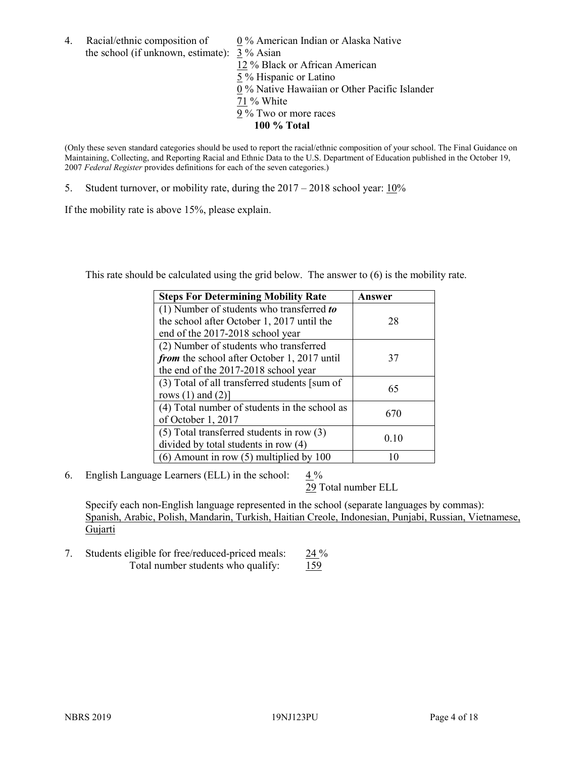4. Racial/ethnic composition of the school (if unknown, estimate):
   0 % American Indian or Alaska Native
   3 % Asian
   12 % Black or African American
   5 % Hispanic or Latino
   0 % Native Hawaiian or Other Pacific Islander
   71 % White
   9 % Two or more races
   **100 % Total**

(Only these seven standard categories should be used to report the racial/ethnic composition of your school. The Final Guidance on Maintaining, Collecting, and Reporting Racial and Ethnic Data to the U.S. Department of Education published in the October 19, 2007 *Federal Register* provides definitions for each of the seven categories.)

5. Student turnover, or mobility rate, during the 2017 – 2018 school year: 10%

If the mobility rate is above 15%, please explain.

This rate should be calculated using the grid below. The answer to (6) is the mobility rate.

| Steps For Determining Mobility Rate | Answer |
|---|---|
| (1) Number of students who transferred ***to*** the school after October 1, 2017 until the end of the 2017-2018 school year | 28 |
| (2) Number of students who transferred ***from*** the school after October 1, 2017 until the end of the 2017-2018 school year | 37 |
| (3) Total of all transferred students [sum of rows (1) and (2)] | 65 |
| (4) Total number of students in the school as of October 1, 2017 | 670 |
| (5) Total transferred students in row (3) divided by total students in row (4) | 0.10 |
| (6) Amount in row (5) multiplied by 100 | 10 |

6. English Language Learners (ELL) in the school: 4 %
   29 Total number ELL

   Specify each non-English language represented in the school (separate languages by commas):
   Spanish, Arabic, Polish, Mandarin, Turkish, Haitian Creole, Indonesian, Punjabi, Russian, Vietnamese, Gujarti

7. Students eligible for free/reduced-priced meals: 24 %
   Total number students who qualify: 159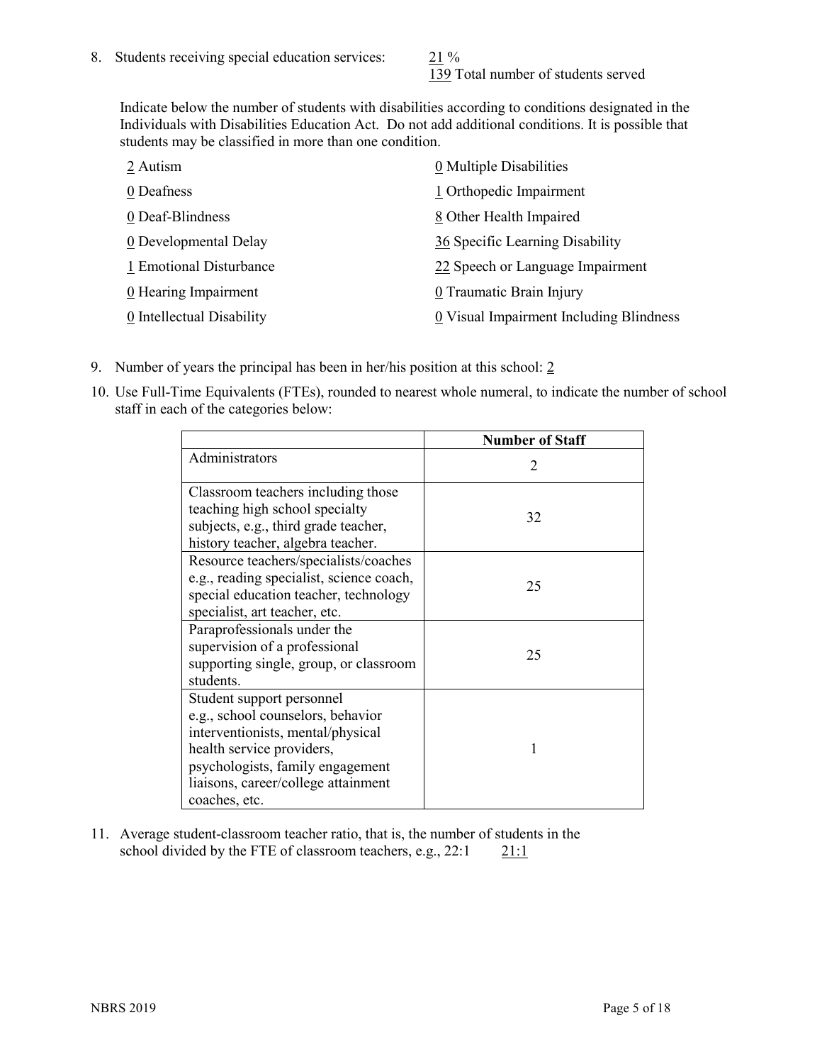8. Students receiving special education services: 21 %
139 Total number of students served

Indicate below the number of students with disabilities according to conditions designated in the Individuals with Disabilities Education Act. Do not add additional conditions. It is possible that students may be classified in more than one condition.

2 Autism
0 Deafness
0 Deaf-Blindness
0 Developmental Delay
1 Emotional Disturbance
0 Hearing Impairment
0 Intellectual Disability
0 Multiple Disabilities
1 Orthopedic Impairment
8 Other Health Impaired
36 Specific Learning Disability
22 Speech or Language Impairment
0 Traumatic Brain Injury
0 Visual Impairment Including Blindness

9. Number of years the principal has been in her/his position at this school: 2

10. Use Full-Time Equivalents (FTEs), rounded to nearest whole numeral, to indicate the number of school staff in each of the categories below:

| | Number of Staff |
|---|---|
| Administrators | 2 |
| Classroom teachers including those teaching high school specialty subjects, e.g., third grade teacher, history teacher, algebra teacher. | 32 |
| Resource teachers/specialists/coaches e.g., reading specialist, science coach, special education teacher, technology specialist, art teacher, etc. | 25 |
| Paraprofessionals under the supervision of a professional supporting single, group, or classroom students. | 25 |
| Student support personnel e.g., school counselors, behavior interventionists, mental/physical health service providers, psychologists, family engagement liaisons, career/college attainment coaches, etc. | 1 |

11. Average student-classroom teacher ratio, that is, the number of students in the school divided by the FTE of classroom teachers, e.g., 22:1 21:1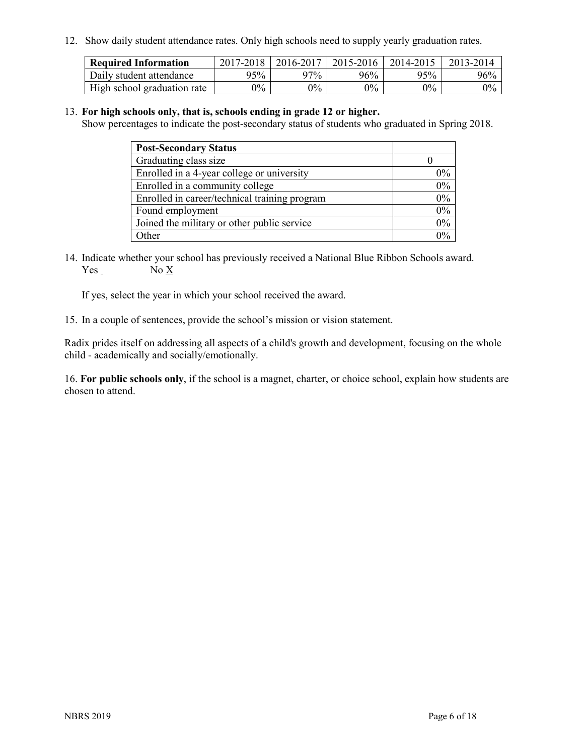12. Show daily student attendance rates. Only high schools need to supply yearly graduation rates.

| Required Information | 2017-2018 | 2016-2017 | 2015-2016 | 2014-2015 | 2013-2014 |
|---|---|---|---|---|---|
| Daily student attendance | 95% | 97% | 96% | 95% | 96% |
| High school graduation rate | 0% | 0% | 0% | 0% | 0% |

13. **For high schools only, that is, schools ending in grade 12 or higher.**
Show percentages to indicate the post-secondary status of students who graduated in Spring 2018.

| Post-Secondary Status | |
|---|---|
| Graduating class size | 0 |
| Enrolled in a 4-year college or university | 0% |
| Enrolled in a community college | 0% |
| Enrolled in career/technical training program | 0% |
| Found employment | 0% |
| Joined the military or other public service | 0% |
| Other | 0% |

14. Indicate whether your school has previously received a National Blue Ribbon Schools award.
Yes _ No X

If yes, select the year in which your school received the award.

15. In a couple of sentences, provide the school's mission or vision statement.

Radix prides itself on addressing all aspects of a child's growth and development, focusing on the whole child - academically and socially/emotionally.

16. **For public schools only**, if the school is a magnet, charter, or choice school, explain how students are chosen to attend.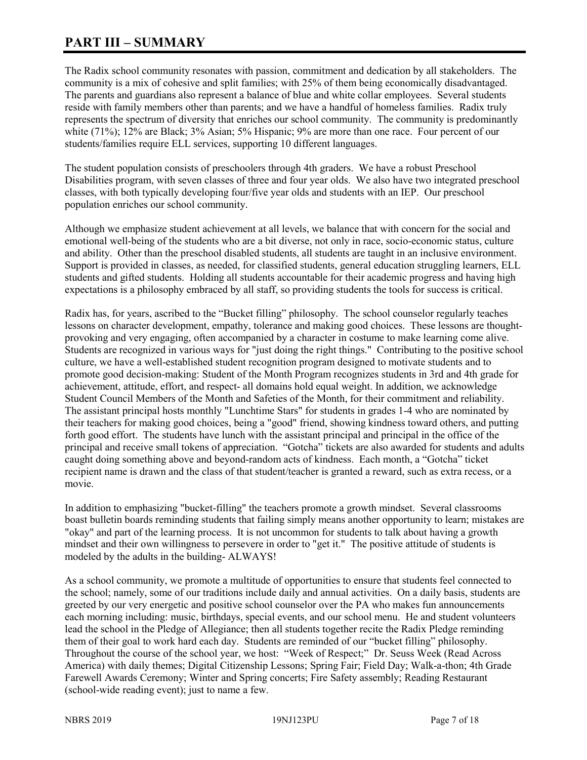# PART III – SUMMARY

The Radix school community resonates with passion, commitment and dedication by all stakeholders. The community is a mix of cohesive and split families; with 25% of them being economically disadvantaged. The parents and guardians also represent a balance of blue and white collar employees. Several students reside with family members other than parents; and we have a handful of homeless families. Radix truly represents the spectrum of diversity that enriches our school community. The community is predominantly white (71%); 12% are Black; 3% Asian; 5% Hispanic; 9% are more than one race. Four percent of our students/families require ELL services, supporting 10 different languages.

The student population consists of preschoolers through 4th graders. We have a robust Preschool Disabilities program, with seven classes of three and four year olds. We also have two integrated preschool classes, with both typically developing four/five year olds and students with an IEP. Our preschool population enriches our school community.

Although we emphasize student achievement at all levels, we balance that with concern for the social and emotional well-being of the students who are a bit diverse, not only in race, socio-economic status, culture and ability. Other than the preschool disabled students, all students are taught in an inclusive environment. Support is provided in classes, as needed, for classified students, general education struggling learners, ELL students and gifted students. Holding all students accountable for their academic progress and having high expectations is a philosophy embraced by all staff, so providing students the tools for success is critical.

Radix has, for years, ascribed to the "Bucket filling" philosophy. The school counselor regularly teaches lessons on character development, empathy, tolerance and making good choices. These lessons are thought-provoking and very engaging, often accompanied by a character in costume to make learning come alive. Students are recognized in various ways for "just doing the right things." Contributing to the positive school culture, we have a well-established student recognition program designed to motivate students and to promote good decision-making: Student of the Month Program recognizes students in 3rd and 4th grade for achievement, attitude, effort, and respect- all domains hold equal weight. In addition, we acknowledge Student Council Members of the Month and Safeties of the Month, for their commitment and reliability. The assistant principal hosts monthly "Lunchtime Stars" for students in grades 1-4 who are nominated by their teachers for making good choices, being a "good" friend, showing kindness toward others, and putting forth good effort. The students have lunch with the assistant principal and principal in the office of the principal and receive small tokens of appreciation. "Gotcha" tickets are also awarded for students and adults caught doing something above and beyond-random acts of kindness. Each month, a "Gotcha" ticket recipient name is drawn and the class of that student/teacher is granted a reward, such as extra recess, or a movie.

In addition to emphasizing "bucket-filling" the teachers promote a growth mindset. Several classrooms boast bulletin boards reminding students that failing simply means another opportunity to learn; mistakes are "okay" and part of the learning process. It is not uncommon for students to talk about having a growth mindset and their own willingness to persevere in order to "get it." The positive attitude of students is modeled by the adults in the building- ALWAYS!

As a school community, we promote a multitude of opportunities to ensure that students feel connected to the school; namely, some of our traditions include daily and annual activities. On a daily basis, students are greeted by our very energetic and positive school counselor over the PA who makes fun announcements each morning including: music, birthdays, special events, and our school menu. He and student volunteers lead the school in the Pledge of Allegiance; then all students together recite the Radix Pledge reminding them of their goal to work hard each day. Students are reminded of our "bucket filling" philosophy. Throughout the course of the school year, we host: "Week of Respect;" Dr. Seuss Week (Read Across America) with daily themes; Digital Citizenship Lessons; Spring Fair; Field Day; Walk-a-thon; 4th Grade Farewell Awards Ceremony; Winter and Spring concerts; Fire Safety assembly; Reading Restaurant (school-wide reading event); just to name a few.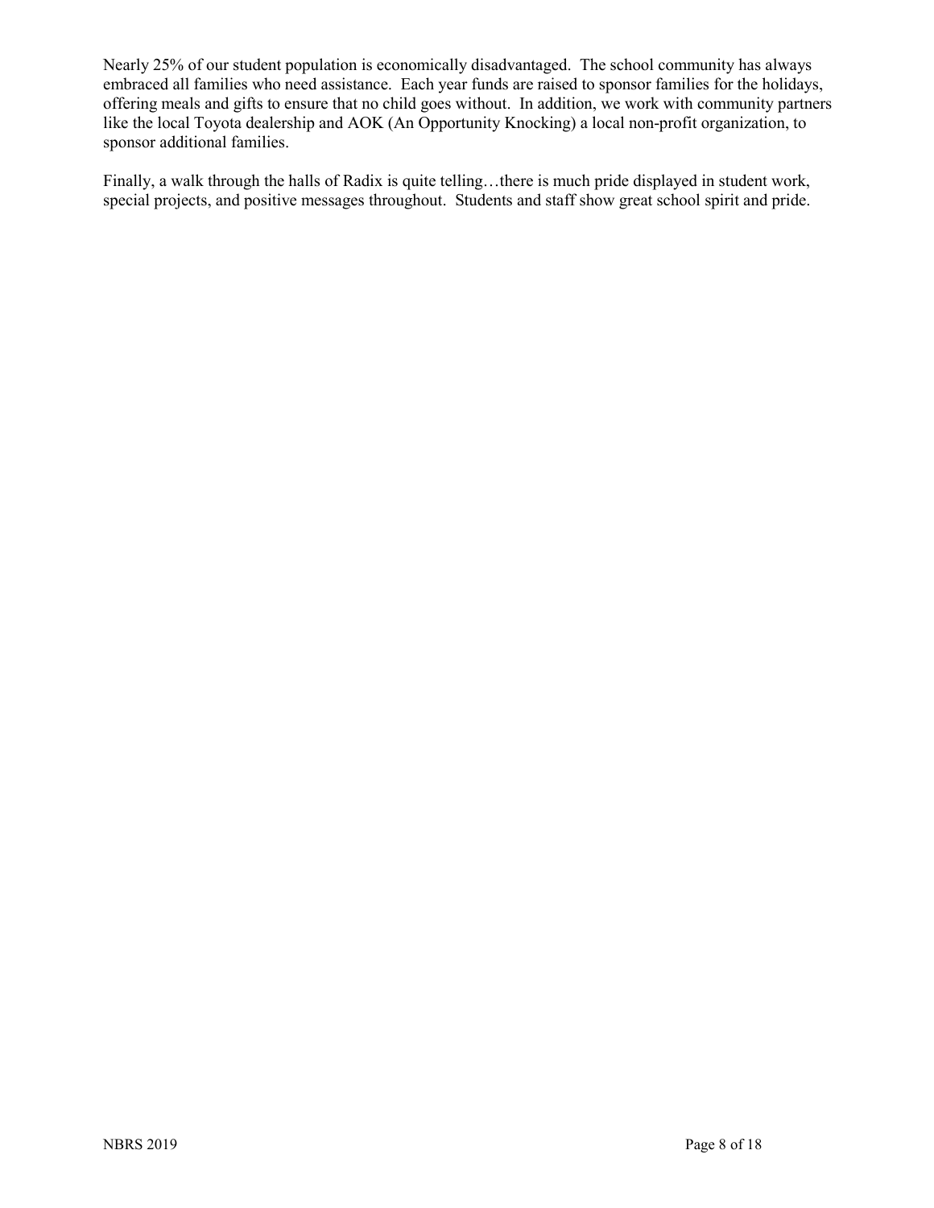Nearly 25% of our student population is economically disadvantaged. The school community has always embraced all families who need assistance. Each year funds are raised to sponsor families for the holidays, offering meals and gifts to ensure that no child goes without. In addition, we work with community partners like the local Toyota dealership and AOK (An Opportunity Knocking) a local non-profit organization, to sponsor additional families.

Finally, a walk through the halls of Radix is quite telling…there is much pride displayed in student work, special projects, and positive messages throughout. Students and staff show great school spirit and pride.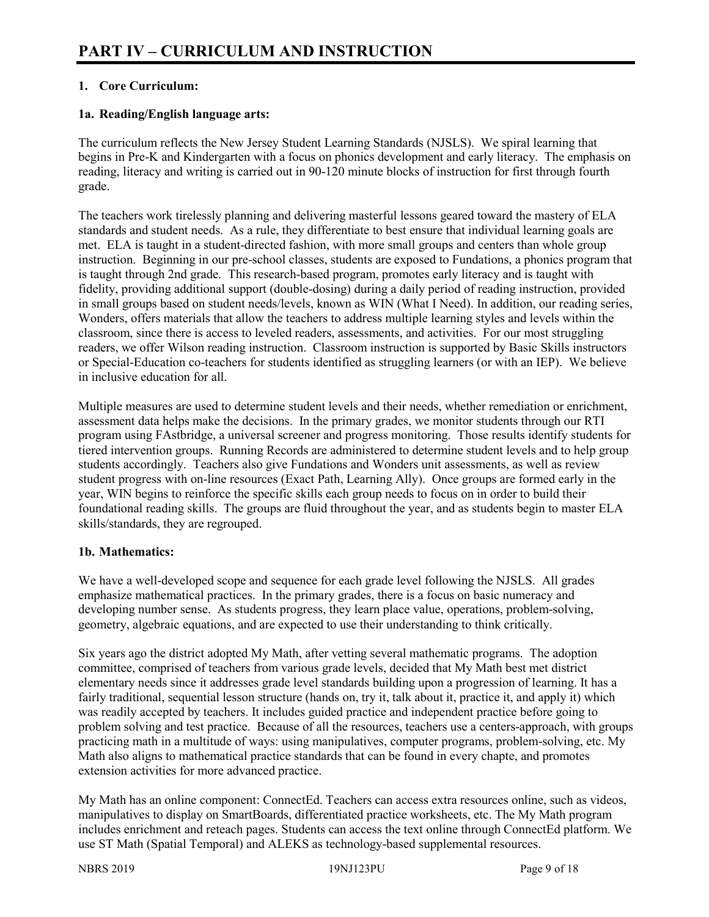# PART IV – CURRICULUM AND INSTRUCTION

## 1. Core Curriculum:

### 1a. Reading/English language arts:

The curriculum reflects the New Jersey Student Learning Standards (NJSLS). We spiral learning that begins in Pre-K and Kindergarten with a focus on phonics development and early literacy. The emphasis on reading, literacy and writing is carried out in 90-120 minute blocks of instruction for first through fourth grade.

The teachers work tirelessly planning and delivering masterful lessons geared toward the mastery of ELA standards and student needs. As a rule, they differentiate to best ensure that individual learning goals are met. ELA is taught in a student-directed fashion, with more small groups and centers than whole group instruction. Beginning in our pre-school classes, students are exposed to Fundations, a phonics program that is taught through 2nd grade. This research-based program, promotes early literacy and is taught with fidelity, providing additional support (double-dosing) during a daily period of reading instruction, provided in small groups based on student needs/levels, known as WIN (What I Need). In addition, our reading series, Wonders, offers materials that allow the teachers to address multiple learning styles and levels within the classroom, since there is access to leveled readers, assessments, and activities. For our most struggling readers, we offer Wilson reading instruction. Classroom instruction is supported by Basic Skills instructors or Special-Education co-teachers for students identified as struggling learners (or with an IEP). We believe in inclusive education for all.

Multiple measures are used to determine student levels and their needs, whether remediation or enrichment, assessment data helps make the decisions. In the primary grades, we monitor students through our RTI program using FAstbridge, a universal screener and progress monitoring. Those results identify students for tiered intervention groups. Running Records are administered to determine student levels and to help group students accordingly. Teachers also give Fundations and Wonders unit assessments, as well as review student progress with on-line resources (Exact Path, Learning Ally). Once groups are formed early in the year, WIN begins to reinforce the specific skills each group needs to focus on in order to build their foundational reading skills. The groups are fluid throughout the year, and as students begin to master ELA skills/standards, they are regrouped.

### 1b. Mathematics:

We have a well-developed scope and sequence for each grade level following the NJSLS. All grades emphasize mathematical practices. In the primary grades, there is a focus on basic numeracy and developing number sense. As students progress, they learn place value, operations, problem-solving, geometry, algebraic equations, and are expected to use their understanding to think critically.

Six years ago the district adopted My Math, after vetting several mathematic programs. The adoption committee, comprised of teachers from various grade levels, decided that My Math best met district elementary needs since it addresses grade level standards building upon a progression of learning. It has a fairly traditional, sequential lesson structure (hands on, try it, talk about it, practice it, and apply it) which was readily accepted by teachers. It includes guided practice and independent practice before going to problem solving and test practice. Because of all the resources, teachers use a centers-approach, with groups practicing math in a multitude of ways: using manipulatives, computer programs, problem-solving, etc. My Math also aligns to mathematical practice standards that can be found in every chapte, and promotes extension activities for more advanced practice.

My Math has an online component: ConnectEd. Teachers can access extra resources online, such as videos, manipulatives to display on SmartBoards, differentiated practice worksheets, etc. The My Math program includes enrichment and reteach pages. Students can access the text online through ConnectEd platform. We use ST Math (Spatial Temporal) and ALEKS as technology-based supplemental resources.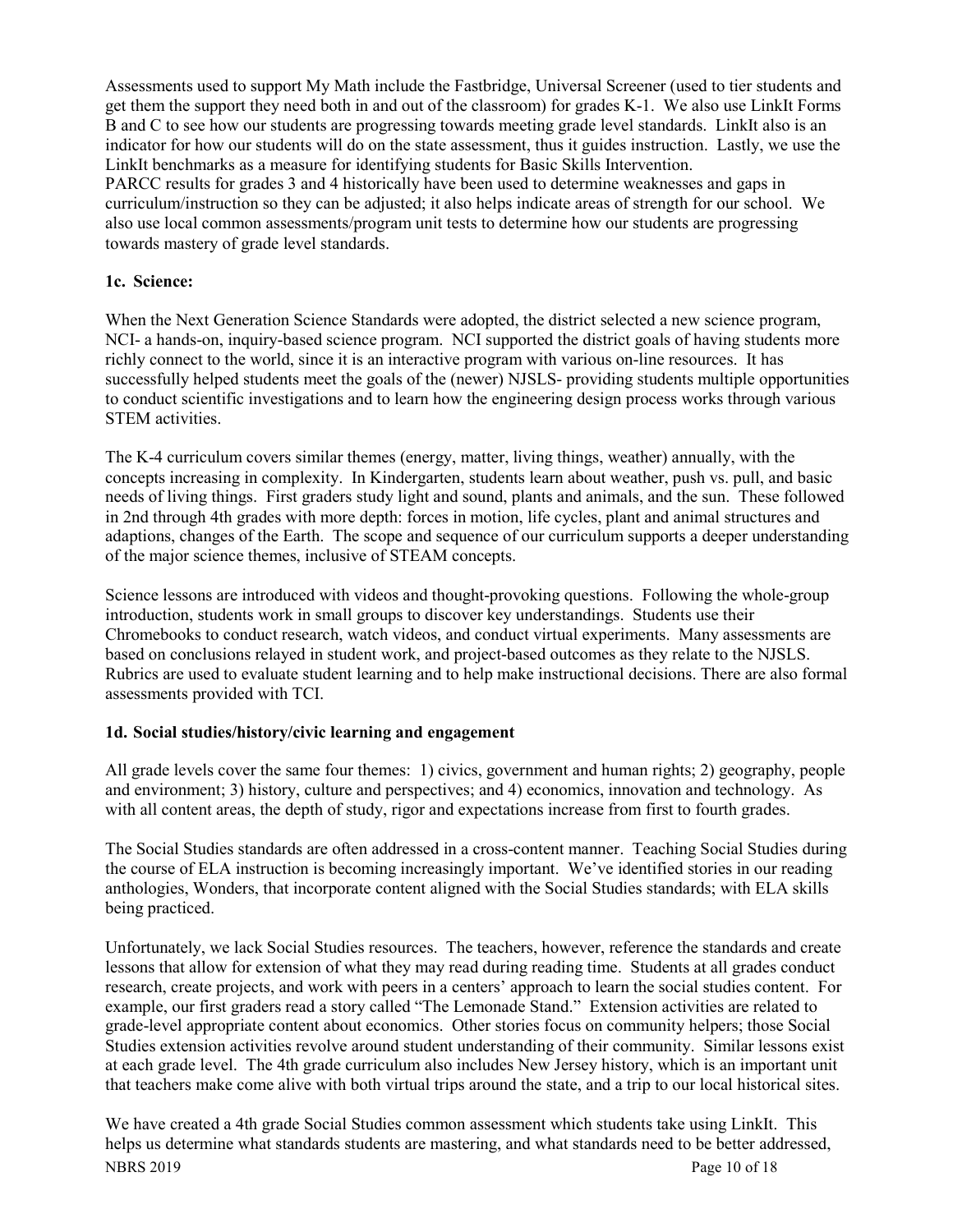Assessments used to support My Math include the Fastbridge, Universal Screener (used to tier students and get them the support they need both in and out of the classroom) for grades K-1. We also use LinkIt Forms B and C to see how our students are progressing towards meeting grade level standards. LinkIt also is an indicator for how our students will do on the state assessment, thus it guides instruction. Lastly, we use the LinkIt benchmarks as a measure for identifying students for Basic Skills Intervention.
PARCC results for grades 3 and 4 historically have been used to determine weaknesses and gaps in curriculum/instruction so they can be adjusted; it also helps indicate areas of strength for our school. We also use local common assessments/program unit tests to determine how our students are progressing towards mastery of grade level standards.

**1c. Science:**

When the Next Generation Science Standards were adopted, the district selected a new science program, NCI- a hands-on, inquiry-based science program. NCI supported the district goals of having students more richly connect to the world, since it is an interactive program with various on-line resources. It has successfully helped students meet the goals of the (newer) NJSLS- providing students multiple opportunities to conduct scientific investigations and to learn how the engineering design process works through various STEM activities.

The K-4 curriculum covers similar themes (energy, matter, living things, weather) annually, with the concepts increasing in complexity. In Kindergarten, students learn about weather, push vs. pull, and basic needs of living things. First graders study light and sound, plants and animals, and the sun. These followed in 2nd through 4th grades with more depth: forces in motion, life cycles, plant and animal structures and adaptions, changes of the Earth. The scope and sequence of our curriculum supports a deeper understanding of the major science themes, inclusive of STEAM concepts.

Science lessons are introduced with videos and thought-provoking questions. Following the whole-group introduction, students work in small groups to discover key understandings. Students use their Chromebooks to conduct research, watch videos, and conduct virtual experiments. Many assessments are based on conclusions relayed in student work, and project-based outcomes as they relate to the NJSLS. Rubrics are used to evaluate student learning and to help make instructional decisions. There are also formal assessments provided with TCI.

**1d. Social studies/history/civic learning and engagement**

All grade levels cover the same four themes: 1) civics, government and human rights; 2) geography, people and environment; 3) history, culture and perspectives; and 4) economics, innovation and technology. As with all content areas, the depth of study, rigor and expectations increase from first to fourth grades.

The Social Studies standards are often addressed in a cross-content manner. Teaching Social Studies during the course of ELA instruction is becoming increasingly important. We've identified stories in our reading anthologies, Wonders, that incorporate content aligned with the Social Studies standards; with ELA skills being practiced.

Unfortunately, we lack Social Studies resources. The teachers, however, reference the standards and create lessons that allow for extension of what they may read during reading time. Students at all grades conduct research, create projects, and work with peers in a centers' approach to learn the social studies content. For example, our first graders read a story called "The Lemonade Stand." Extension activities are related to grade-level appropriate content about economics. Other stories focus on community helpers; those Social Studies extension activities revolve around student understanding of their community. Similar lessons exist at each grade level. The 4th grade curriculum also includes New Jersey history, which is an important unit that teachers make come alive with both virtual trips around the state, and a trip to our local historical sites.

We have created a 4th grade Social Studies common assessment which students take using LinkIt. This helps us determine what standards students are mastering, and what standards need to be better addressed,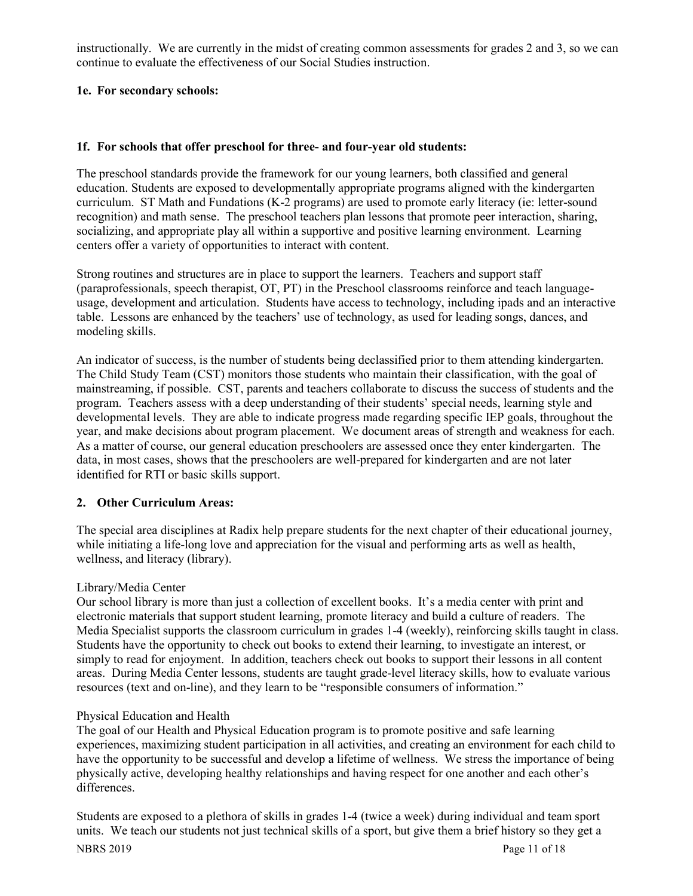instructionally. We are currently in the midst of creating common assessments for grades 2 and 3, so we can continue to evaluate the effectiveness of our Social Studies instruction.

**1e. For secondary schools:**

**1f. For schools that offer preschool for three- and four-year old students:**

The preschool standards provide the framework for our young learners, both classified and general education. Students are exposed to developmentally appropriate programs aligned with the kindergarten curriculum. ST Math and Fundations (K-2 programs) are used to promote early literacy (ie: letter-sound recognition) and math sense. The preschool teachers plan lessons that promote peer interaction, sharing, socializing, and appropriate play all within a supportive and positive learning environment. Learning centers offer a variety of opportunities to interact with content.

Strong routines and structures are in place to support the learners. Teachers and support staff (paraprofessionals, speech therapist, OT, PT) in the Preschool classrooms reinforce and teach language-usage, development and articulation. Students have access to technology, including ipads and an interactive table. Lessons are enhanced by the teachers' use of technology, as used for leading songs, dances, and modeling skills.

An indicator of success, is the number of students being declassified prior to them attending kindergarten. The Child Study Team (CST) monitors those students who maintain their classification, with the goal of mainstreaming, if possible. CST, parents and teachers collaborate to discuss the success of students and the program. Teachers assess with a deep understanding of their students' special needs, learning style and developmental levels. They are able to indicate progress made regarding specific IEP goals, throughout the year, and make decisions about program placement. We document areas of strength and weakness for each. As a matter of course, our general education preschoolers are assessed once they enter kindergarten. The data, in most cases, shows that the preschoolers are well-prepared for kindergarten and are not later identified for RTI or basic skills support.

**2. Other Curriculum Areas:**

The special area disciplines at Radix help prepare students for the next chapter of their educational journey, while initiating a life-long love and appreciation for the visual and performing arts as well as health, wellness, and literacy (library).

Library/Media Center

Our school library is more than just a collection of excellent books. It's a media center with print and electronic materials that support student learning, promote literacy and build a culture of readers. The Media Specialist supports the classroom curriculum in grades 1-4 (weekly), reinforcing skills taught in class. Students have the opportunity to check out books to extend their learning, to investigate an interest, or simply to read for enjoyment. In addition, teachers check out books to support their lessons in all content areas. During Media Center lessons, students are taught grade-level literacy skills, how to evaluate various resources (text and on-line), and they learn to be "responsible consumers of information."

Physical Education and Health

The goal of our Health and Physical Education program is to promote positive and safe learning experiences, maximizing student participation in all activities, and creating an environment for each child to have the opportunity to be successful and develop a lifetime of wellness. We stress the importance of being physically active, developing healthy relationships and having respect for one another and each other's differences.

Students are exposed to a plethora of skills in grades 1-4 (twice a week) during individual and team sport units. We teach our students not just technical skills of a sport, but give them a brief history so they get a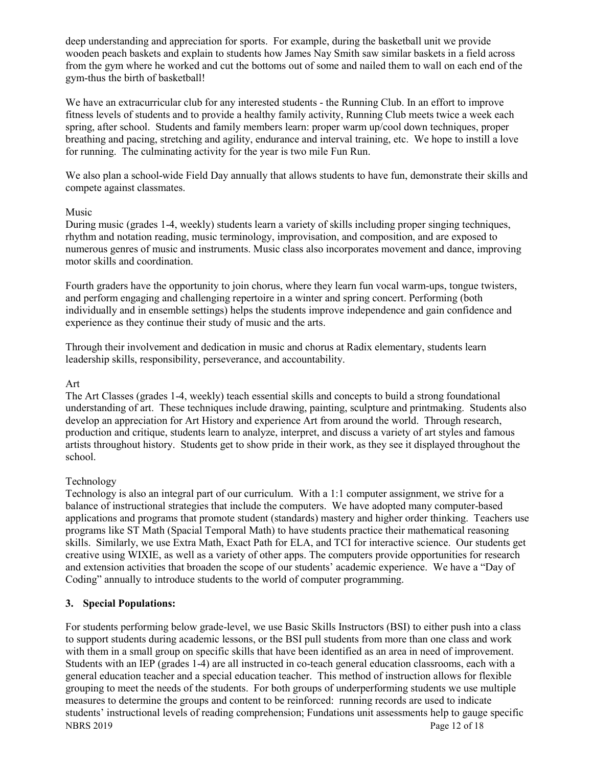deep understanding and appreciation for sports. For example, during the basketball unit we provide wooden peach baskets and explain to students how James Nay Smith saw similar baskets in a field across from the gym where he worked and cut the bottoms out of some and nailed them to wall on each end of the gym-thus the birth of basketball!

We have an extracurricular club for any interested students - the Running Club. In an effort to improve fitness levels of students and to provide a healthy family activity, Running Club meets twice a week each spring, after school. Students and family members learn: proper warm up/cool down techniques, proper breathing and pacing, stretching and agility, endurance and interval training, etc. We hope to instill a love for running. The culminating activity for the year is two mile Fun Run.

We also plan a school-wide Field Day annually that allows students to have fun, demonstrate their skills and compete against classmates.

Music

During music (grades 1-4, weekly) students learn a variety of skills including proper singing techniques, rhythm and notation reading, music terminology, improvisation, and composition, and are exposed to numerous genres of music and instruments. Music class also incorporates movement and dance, improving motor skills and coordination.

Fourth graders have the opportunity to join chorus, where they learn fun vocal warm-ups, tongue twisters, and perform engaging and challenging repertoire in a winter and spring concert. Performing (both individually and in ensemble settings) helps the students improve independence and gain confidence and experience as they continue their study of music and the arts.

Through their involvement and dedication in music and chorus at Radix elementary, students learn leadership skills, responsibility, perseverance, and accountability.

Art

The Art Classes (grades 1-4, weekly) teach essential skills and concepts to build a strong foundational understanding of art. These techniques include drawing, painting, sculpture and printmaking. Students also develop an appreciation for Art History and experience Art from around the world. Through research, production and critique, students learn to analyze, interpret, and discuss a variety of art styles and famous artists throughout history. Students get to show pride in their work, as they see it displayed throughout the school.

Technology

Technology is also an integral part of our curriculum. With a 1:1 computer assignment, we strive for a balance of instructional strategies that include the computers. We have adopted many computer-based applications and programs that promote student (standards) mastery and higher order thinking. Teachers use programs like ST Math (Spacial Temporal Math) to have students practice their mathematical reasoning skills. Similarly, we use Extra Math, Exact Path for ELA, and TCI for interactive science. Our students get creative using WIXIE, as well as a variety of other apps. The computers provide opportunities for research and extension activities that broaden the scope of our students' academic experience. We have a "Day of Coding" annually to introduce students to the world of computer programming.

**3. Special Populations:**

For students performing below grade-level, we use Basic Skills Instructors (BSI) to either push into a class to support students during academic lessons, or the BSI pull students from more than one class and work with them in a small group on specific skills that have been identified as an area in need of improvement. Students with an IEP (grades 1-4) are all instructed in co-teach general education classrooms, each with a general education teacher and a special education teacher. This method of instruction allows for flexible grouping to meet the needs of the students. For both groups of underperforming students we use multiple measures to determine the groups and content to be reinforced: running records are used to indicate students' instructional levels of reading comprehension; Fundations unit assessments help to gauge specific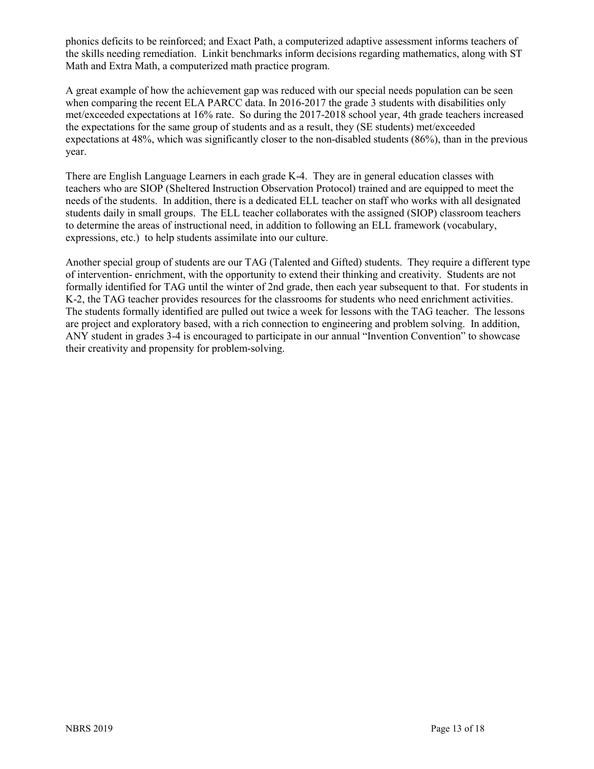phonics deficits to be reinforced; and Exact Path, a computerized adaptive assessment informs teachers of the skills needing remediation. Linkit benchmarks inform decisions regarding mathematics, along with ST Math and Extra Math, a computerized math practice program.

A great example of how the achievement gap was reduced with our special needs population can be seen when comparing the recent ELA PARCC data. In 2016-2017 the grade 3 students with disabilities only met/exceeded expectations at 16% rate. So during the 2017-2018 school year, 4th grade teachers increased the expectations for the same group of students and as a result, they (SE students) met/exceeded expectations at 48%, which was significantly closer to the non-disabled students (86%), than in the previous year.

There are English Language Learners in each grade K-4. They are in general education classes with teachers who are SIOP (Sheltered Instruction Observation Protocol) trained and are equipped to meet the needs of the students. In addition, there is a dedicated ELL teacher on staff who works with all designated students daily in small groups. The ELL teacher collaborates with the assigned (SIOP) classroom teachers to determine the areas of instructional need, in addition to following an ELL framework (vocabulary, expressions, etc.) to help students assimilate into our culture.

Another special group of students are our TAG (Talented and Gifted) students. They require a different type of intervention- enrichment, with the opportunity to extend their thinking and creativity. Students are not formally identified for TAG until the winter of 2nd grade, then each year subsequent to that. For students in K-2, the TAG teacher provides resources for the classrooms for students who need enrichment activities. The students formally identified are pulled out twice a week for lessons with the TAG teacher. The lessons are project and exploratory based, with a rich connection to engineering and problem solving. In addition, ANY student in grades 3-4 is encouraged to participate in our annual "Invention Convention" to showcase their creativity and propensity for problem-solving.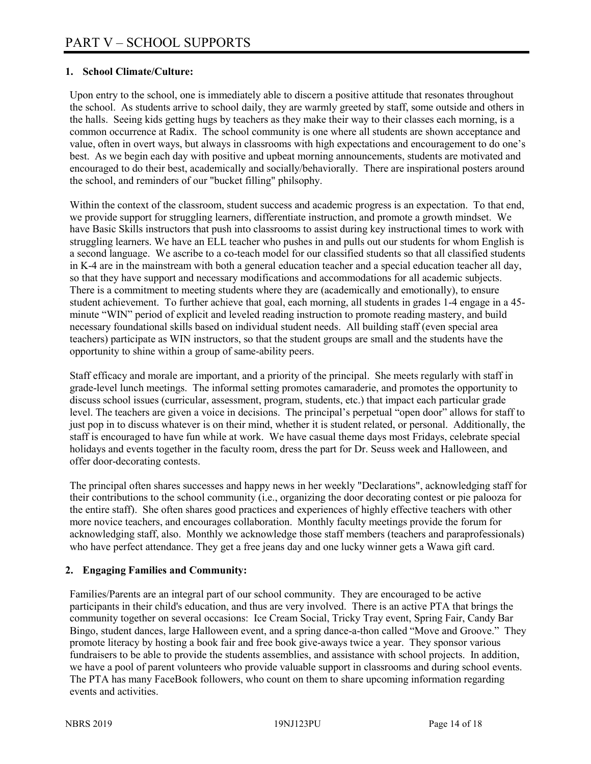# PART V – SCHOOL SUPPORTS

## 1. School Climate/Culture:

Upon entry to the school, one is immediately able to discern a positive attitude that resonates throughout the school. As students arrive to school daily, they are warmly greeted by staff, some outside and others in the halls. Seeing kids getting hugs by teachers as they make their way to their classes each morning, is a common occurrence at Radix. The school community is one where all students are shown acceptance and value, often in overt ways, but always in classrooms with high expectations and encouragement to do one's best. As we begin each day with positive and upbeat morning announcements, students are motivated and encouraged to do their best, academically and socially/behaviorally. There are inspirational posters around the school, and reminders of our "bucket filling" philsophy.

Within the context of the classroom, student success and academic progress is an expectation. To that end, we provide support for struggling learners, differentiate instruction, and promote a growth mindset. We have Basic Skills instructors that push into classrooms to assist during key instructional times to work with struggling learners. We have an ELL teacher who pushes in and pulls out our students for whom English is a second language. We ascribe to a co-teach model for our classified students so that all classified students in K-4 are in the mainstream with both a general education teacher and a special education teacher all day, so that they have support and necessary modifications and accommodations for all academic subjects. There is a commitment to meeting students where they are (academically and emotionally), to ensure student achievement. To further achieve that goal, each morning, all students in grades 1-4 engage in a 45-minute "WIN" period of explicit and leveled reading instruction to promote reading mastery, and build necessary foundational skills based on individual student needs. All building staff (even special area teachers) participate as WIN instructors, so that the student groups are small and the students have the opportunity to shine within a group of same-ability peers.

Staff efficacy and morale are important, and a priority of the principal. She meets regularly with staff in grade-level lunch meetings. The informal setting promotes camaraderie, and promotes the opportunity to discuss school issues (curricular, assessment, program, students, etc.) that impact each particular grade level. The teachers are given a voice in decisions. The principal's perpetual "open door" allows for staff to just pop in to discuss whatever is on their mind, whether it is student related, or personal. Additionally, the staff is encouraged to have fun while at work. We have casual theme days most Fridays, celebrate special holidays and events together in the faculty room, dress the part for Dr. Seuss week and Halloween, and offer door-decorating contests.

The principal often shares successes and happy news in her weekly "Declarations", acknowledging staff for their contributions to the school community (i.e., organizing the door decorating contest or pie palooza for the entire staff). She often shares good practices and experiences of highly effective teachers with other more novice teachers, and encourages collaboration. Monthly faculty meetings provide the forum for acknowledging staff, also. Monthly we acknowledge those staff members (teachers and paraprofessionals) who have perfect attendance. They get a free jeans day and one lucky winner gets a Wawa gift card.

## 2. Engaging Families and Community:

Families/Parents are an integral part of our school community. They are encouraged to be active participants in their child's education, and thus are very involved. There is an active PTA that brings the community together on several occasions: Ice Cream Social, Tricky Tray event, Spring Fair, Candy Bar Bingo, student dances, large Halloween event, and a spring dance-a-thon called "Move and Groove." They promote literacy by hosting a book fair and free book give-aways twice a year. They sponsor various fundraisers to be able to provide the students assemblies, and assistance with school projects. In addition, we have a pool of parent volunteers who provide valuable support in classrooms and during school events. The PTA has many FaceBook followers, who count on them to share upcoming information regarding events and activities.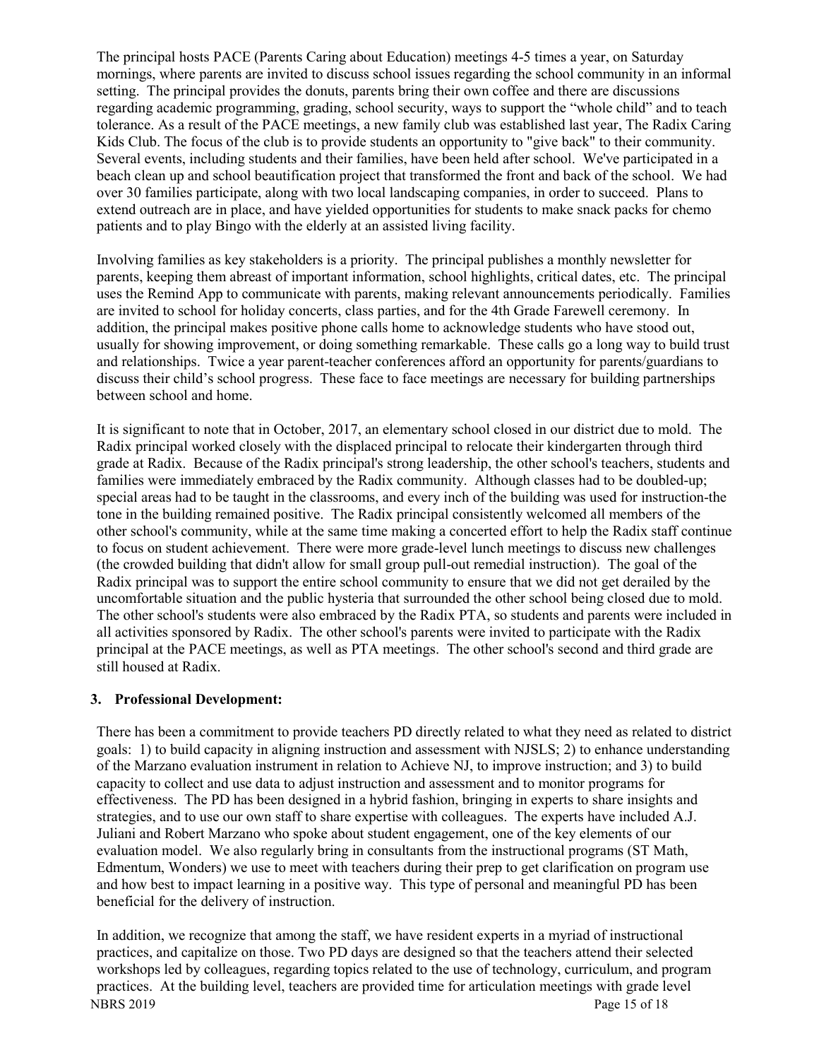The principal hosts PACE (Parents Caring about Education) meetings 4-5 times a year, on Saturday mornings, where parents are invited to discuss school issues regarding the school community in an informal setting. The principal provides the donuts, parents bring their own coffee and there are discussions regarding academic programming, grading, school security, ways to support the "whole child" and to teach tolerance. As a result of the PACE meetings, a new family club was established last year, The Radix Caring Kids Club. The focus of the club is to provide students an opportunity to "give back" to their community. Several events, including students and their families, have been held after school. We've participated in a beach clean up and school beautification project that transformed the front and back of the school. We had over 30 families participate, along with two local landscaping companies, in order to succeed. Plans to extend outreach are in place, and have yielded opportunities for students to make snack packs for chemo patients and to play Bingo with the elderly at an assisted living facility.

Involving families as key stakeholders is a priority. The principal publishes a monthly newsletter for parents, keeping them abreast of important information, school highlights, critical dates, etc. The principal uses the Remind App to communicate with parents, making relevant announcements periodically. Families are invited to school for holiday concerts, class parties, and for the 4th Grade Farewell ceremony. In addition, the principal makes positive phone calls home to acknowledge students who have stood out, usually for showing improvement, or doing something remarkable. These calls go a long way to build trust and relationships. Twice a year parent-teacher conferences afford an opportunity for parents/guardians to discuss their child's school progress. These face to face meetings are necessary for building partnerships between school and home.

It is significant to note that in October, 2017, an elementary school closed in our district due to mold. The Radix principal worked closely with the displaced principal to relocate their kindergarten through third grade at Radix. Because of the Radix principal's strong leadership, the other school's teachers, students and families were immediately embraced by the Radix community. Although classes had to be doubled-up; special areas had to be taught in the classrooms, and every inch of the building was used for instruction-the tone in the building remained positive. The Radix principal consistently welcomed all members of the other school's community, while at the same time making a concerted effort to help the Radix staff continue to focus on student achievement. There were more grade-level lunch meetings to discuss new challenges (the crowded building that didn't allow for small group pull-out remedial instruction). The goal of the Radix principal was to support the entire school community to ensure that we did not get derailed by the uncomfortable situation and the public hysteria that surrounded the other school being closed due to mold. The other school's students were also embraced by the Radix PTA, so students and parents were included in all activities sponsored by Radix. The other school's parents were invited to participate with the Radix principal at the PACE meetings, as well as PTA meetings. The other school's second and third grade are still housed at Radix.

**3. Professional Development:**

There has been a commitment to provide teachers PD directly related to what they need as related to district goals: 1) to build capacity in aligning instruction and assessment with NJSLS; 2) to enhance understanding of the Marzano evaluation instrument in relation to Achieve NJ, to improve instruction; and 3) to build capacity to collect and use data to adjust instruction and assessment and to monitor programs for effectiveness. The PD has been designed in a hybrid fashion, bringing in experts to share insights and strategies, and to use our own staff to share expertise with colleagues. The experts have included A.J. Juliani and Robert Marzano who spoke about student engagement, one of the key elements of our evaluation model. We also regularly bring in consultants from the instructional programs (ST Math, Edmentum, Wonders) we use to meet with teachers during their prep to get clarification on program use and how best to impact learning in a positive way. This type of personal and meaningful PD has been beneficial for the delivery of instruction.

In addition, we recognize that among the staff, we have resident experts in a myriad of instructional practices, and capitalize on those. Two PD days are designed so that the teachers attend their selected workshops led by colleagues, regarding topics related to the use of technology, curriculum, and program practices. At the building level, teachers are provided time for articulation meetings with grade level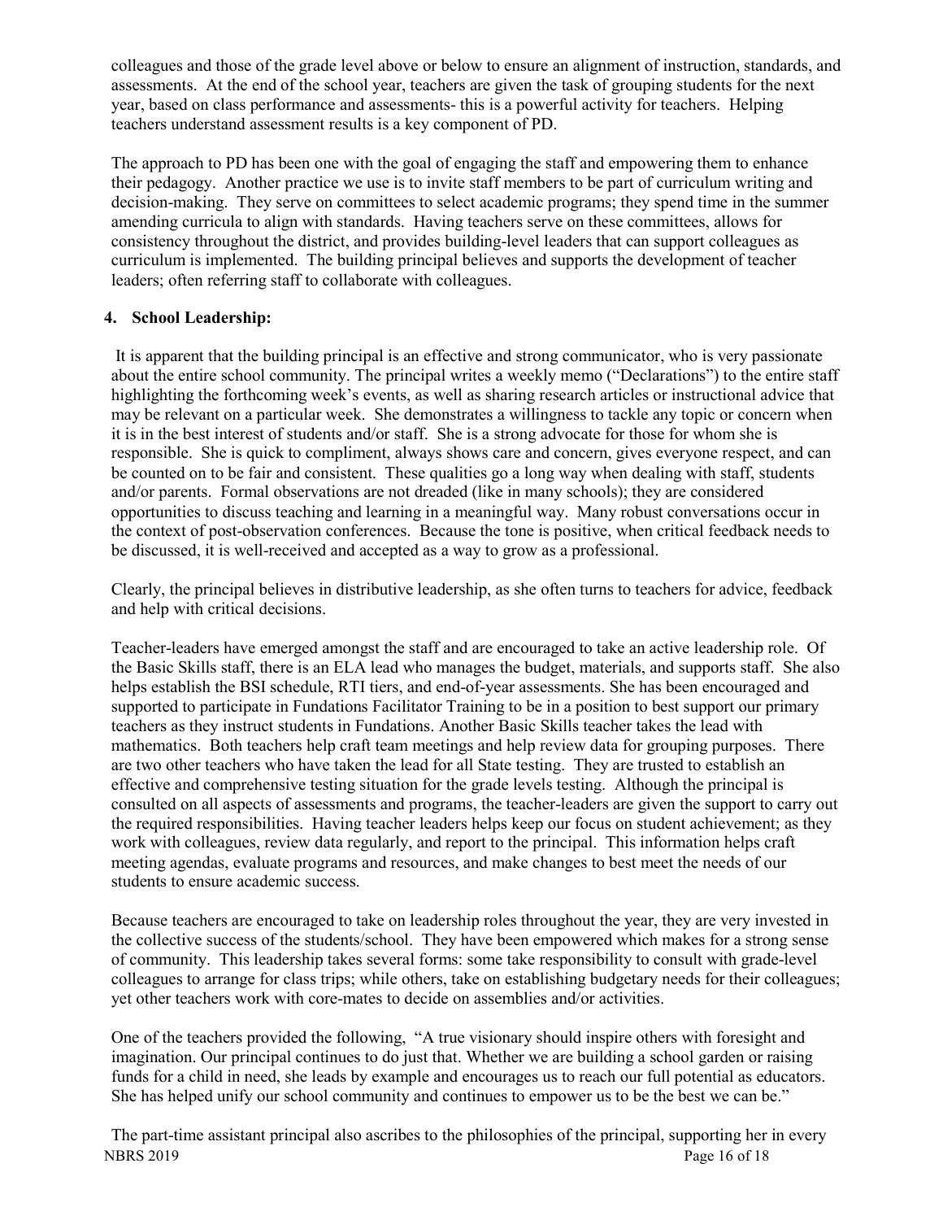colleagues and those of the grade level above or below to ensure an alignment of instruction, standards, and assessments. At the end of the school year, teachers are given the task of grouping students for the next year, based on class performance and assessments- this is a powerful activity for teachers. Helping teachers understand assessment results is a key component of PD.

The approach to PD has been one with the goal of engaging the staff and empowering them to enhance their pedagogy. Another practice we use is to invite staff members to be part of curriculum writing and decision-making. They serve on committees to select academic programs; they spend time in the summer amending curricula to align with standards. Having teachers serve on these committees, allows for consistency throughout the district, and provides building-level leaders that can support colleagues as curriculum is implemented. The building principal believes and supports the development of teacher leaders; often referring staff to collaborate with colleagues.

**4. School Leadership:**

It is apparent that the building principal is an effective and strong communicator, who is very passionate about the entire school community. The principal writes a weekly memo ("Declarations") to the entire staff highlighting the forthcoming week's events, as well as sharing research articles or instructional advice that may be relevant on a particular week. She demonstrates a willingness to tackle any topic or concern when it is in the best interest of students and/or staff. She is a strong advocate for those for whom she is responsible. She is quick to compliment, always shows care and concern, gives everyone respect, and can be counted on to be fair and consistent. These qualities go a long way when dealing with staff, students and/or parents. Formal observations are not dreaded (like in many schools); they are considered opportunities to discuss teaching and learning in a meaningful way. Many robust conversations occur in the context of post-observation conferences. Because the tone is positive, when critical feedback needs to be discussed, it is well-received and accepted as a way to grow as a professional.

Clearly, the principal believes in distributive leadership, as she often turns to teachers for advice, feedback and help with critical decisions.

Teacher-leaders have emerged amongst the staff and are encouraged to take an active leadership role. Of the Basic Skills staff, there is an ELA lead who manages the budget, materials, and supports staff. She also helps establish the BSI schedule, RTI tiers, and end-of-year assessments. She has been encouraged and supported to participate in Fundations Facilitator Training to be in a position to best support our primary teachers as they instruct students in Fundations. Another Basic Skills teacher takes the lead with mathematics. Both teachers help craft team meetings and help review data for grouping purposes. There are two other teachers who have taken the lead for all State testing. They are trusted to establish an effective and comprehensive testing situation for the grade levels testing. Although the principal is consulted on all aspects of assessments and programs, the teacher-leaders are given the support to carry out the required responsibilities. Having teacher leaders helps keep our focus on student achievement; as they work with colleagues, review data regularly, and report to the principal. This information helps craft meeting agendas, evaluate programs and resources, and make changes to best meet the needs of our students to ensure academic success.

Because teachers are encouraged to take on leadership roles throughout the year, they are very invested in the collective success of the students/school. They have been empowered which makes for a strong sense of community. This leadership takes several forms: some take responsibility to consult with grade-level colleagues to arrange for class trips; while others, take on establishing budgetary needs for their colleagues; yet other teachers work with core-mates to decide on assemblies and/or activities.

One of the teachers provided the following, "A true visionary should inspire others with foresight and imagination. Our principal continues to do just that. Whether we are building a school garden or raising funds for a child in need, she leads by example and encourages us to reach our full potential as educators. She has helped unify our school community and continues to empower us to be the best we can be."

The part-time assistant principal also ascribes to the philosophies of the principal, supporting her in every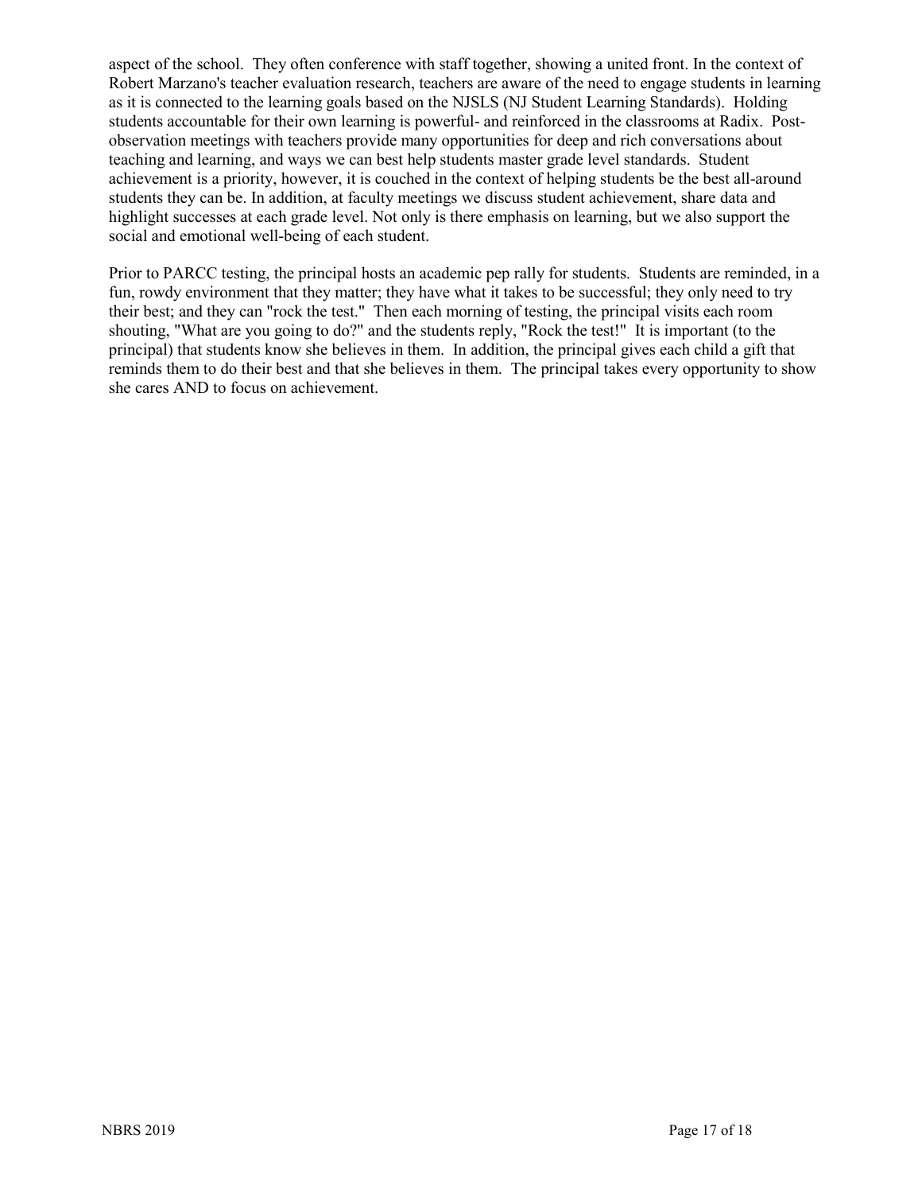aspect of the school. They often conference with staff together, showing a united front. In the context of Robert Marzano's teacher evaluation research, teachers are aware of the need to engage students in learning as it is connected to the learning goals based on the NJSLS (NJ Student Learning Standards). Holding students accountable for their own learning is powerful- and reinforced in the classrooms at Radix. Post-observation meetings with teachers provide many opportunities for deep and rich conversations about teaching and learning, and ways we can best help students master grade level standards. Student achievement is a priority, however, it is couched in the context of helping students be the best all-around students they can be. In addition, at faculty meetings we discuss student achievement, share data and highlight successes at each grade level. Not only is there emphasis on learning, but we also support the social and emotional well-being of each student.

Prior to PARCC testing, the principal hosts an academic pep rally for students. Students are reminded, in a fun, rowdy environment that they matter; they have what it takes to be successful; they only need to try their best; and they can "rock the test." Then each morning of testing, the principal visits each room shouting, "What are you going to do?" and the students reply, "Rock the test!" It is important (to the principal) that students know she believes in them. In addition, the principal gives each child a gift that reminds them to do their best and that she believes in them. The principal takes every opportunity to show she cares AND to focus on achievement.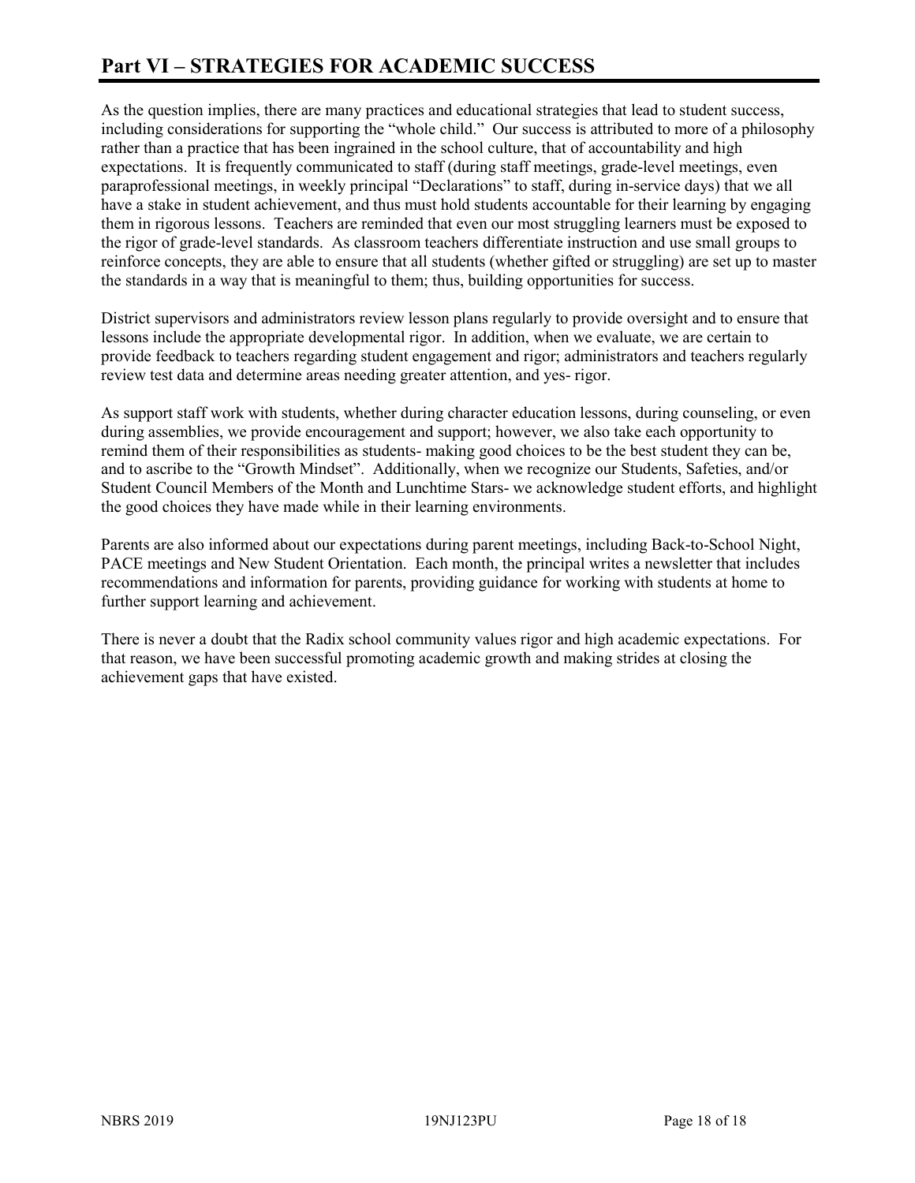# Part VI – STRATEGIES FOR ACADEMIC SUCCESS

As the question implies, there are many practices and educational strategies that lead to student success, including considerations for supporting the "whole child." Our success is attributed to more of a philosophy rather than a practice that has been ingrained in the school culture, that of accountability and high expectations. It is frequently communicated to staff (during staff meetings, grade-level meetings, even paraprofessional meetings, in weekly principal "Declarations" to staff, during in-service days) that we all have a stake in student achievement, and thus must hold students accountable for their learning by engaging them in rigorous lessons. Teachers are reminded that even our most struggling learners must be exposed to the rigor of grade-level standards. As classroom teachers differentiate instruction and use small groups to reinforce concepts, they are able to ensure that all students (whether gifted or struggling) are set up to master the standards in a way that is meaningful to them; thus, building opportunities for success.

District supervisors and administrators review lesson plans regularly to provide oversight and to ensure that lessons include the appropriate developmental rigor. In addition, when we evaluate, we are certain to provide feedback to teachers regarding student engagement and rigor; administrators and teachers regularly review test data and determine areas needing greater attention, and yes- rigor.

As support staff work with students, whether during character education lessons, during counseling, or even during assemblies, we provide encouragement and support; however, we also take each opportunity to remind them of their responsibilities as students- making good choices to be the best student they can be, and to ascribe to the "Growth Mindset". Additionally, when we recognize our Students, Safeties, and/or Student Council Members of the Month and Lunchtime Stars- we acknowledge student efforts, and highlight the good choices they have made while in their learning environments.

Parents are also informed about our expectations during parent meetings, including Back-to-School Night, PACE meetings and New Student Orientation. Each month, the principal writes a newsletter that includes recommendations and information for parents, providing guidance for working with students at home to further support learning and achievement.

There is never a doubt that the Radix school community values rigor and high academic expectations. For that reason, we have been successful promoting academic growth and making strides at closing the achievement gaps that have existed.